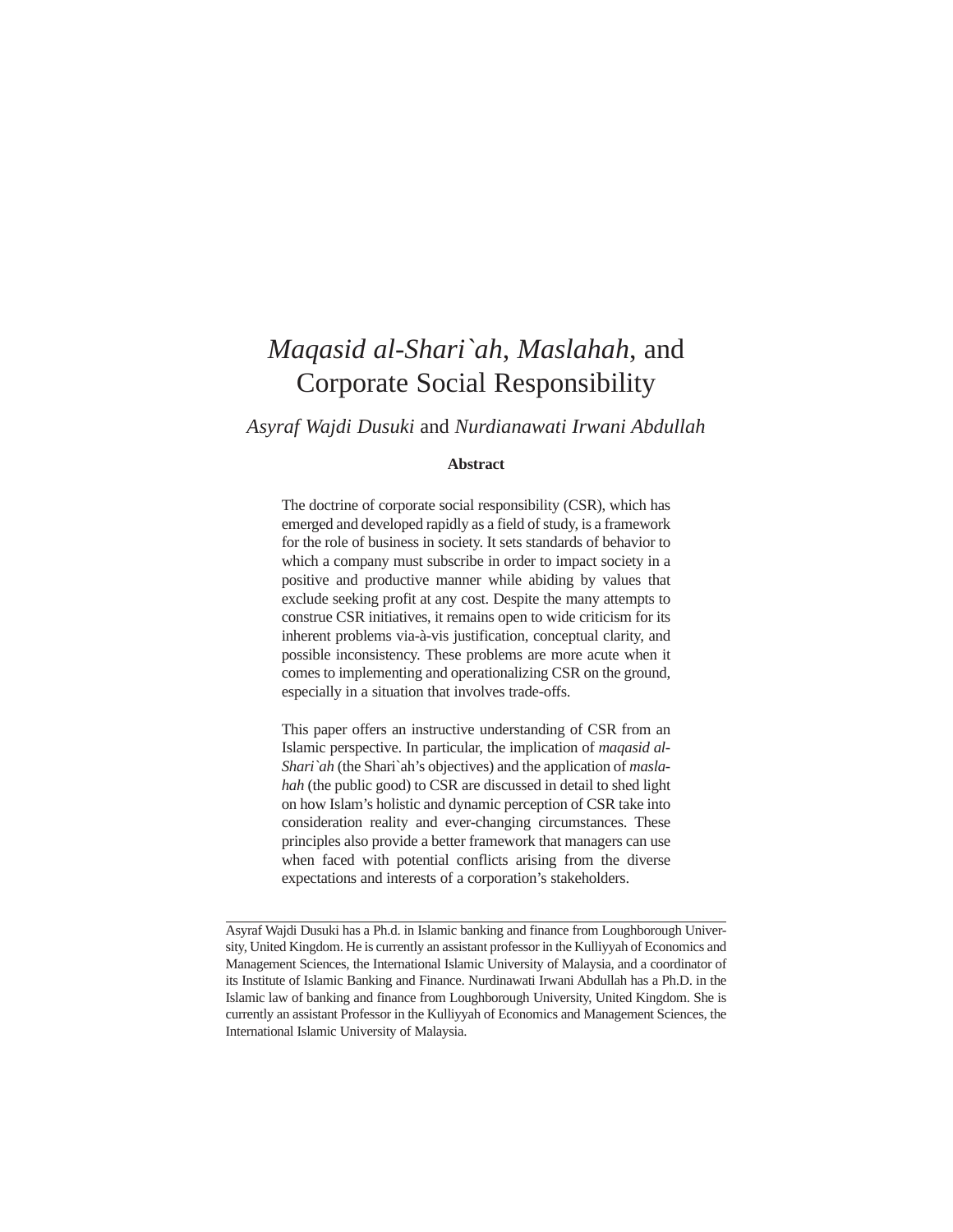# *Maqasid al-Shari`ah*, *Maslahah*, and Corporate Social Responsibility

*Asyraf Wajdi Dusuki* and *Nurdianawati Irwani Abdullah*

**Abstract**

The doctrine of corporate social responsibility (CSR), which has emerged and developed rapidly as a field of study, is a framework for the role of business in society. It sets standards of behavior to which a company must subscribe in order to impact society in a positive and productive manner while abiding by values that exclude seeking profit at any cost. Despite the many attempts to construe CSR initiatives, it remains open to wide criticism for its inherent problems via-à-vis justification, conceptual clarity, and possible inconsistency. These problems are more acute when it comes to implementing and operationalizing CSR on the ground, especially in a situation that involves trade-offs.

This paper offers an instructive understanding of CSR from an Islamic perspective. In particular, the implication of *maqasid al-Shari`ah* (the Shari`ah's objectives) and the application of *maslahah* (the public good) to CSR are discussed in detail to shed light on how Islam's holistic and dynamic perception of CSR take into consideration reality and ever-changing circumstances. These principles also provide a better framework that managers can use when faced with potential conflicts arising from the diverse expectations and interests of a corporation's stakeholders.

---

Asyraf Wajdi Dusuki has a Ph.d. in Islamic banking and finance from Loughborough University, United Kingdom. He is currently an assistant professor in the Kulliyyah of Economics and Management Sciences, the International Islamic University of Malaysia, and a coordinator of its Institute of Islamic Banking and Finance. Nurdinawati Irwani Abdullah has a Ph.D. in the Islamic law of banking and finance from Loughborough University, United Kingdom. She is currently an assistant Professor in the Kulliyyah of Economics and Management Sciences, the International Islamic University of Malaysia.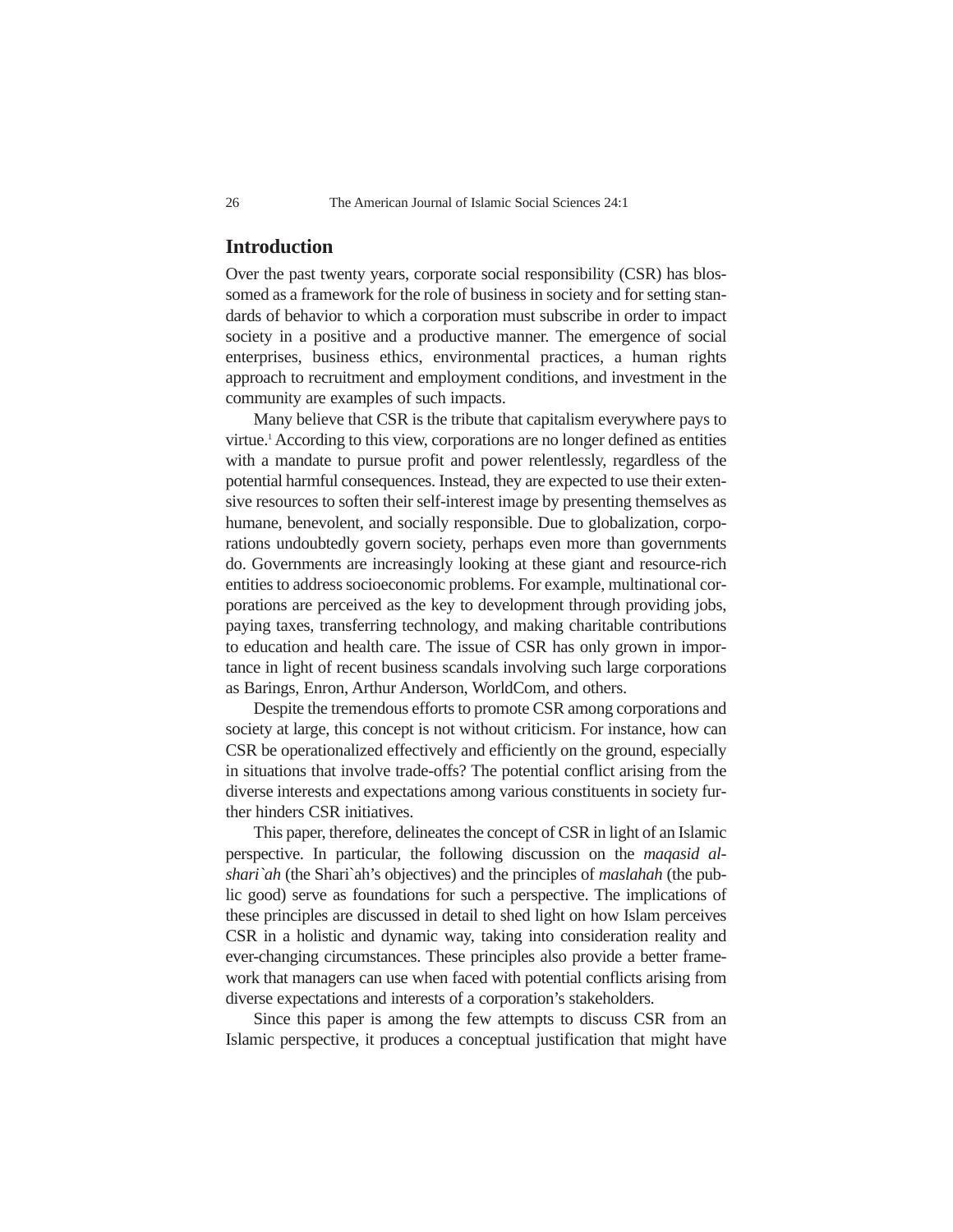## Introduction

Over the past twenty years, corporate social responsibility (CSR) has blossomed as a framework for the role of business in society and for setting standards of behavior to which a corporation must subscribe in order to impact society in a positive and a productive manner. The emergence of social enterprises, business ethics, environmental practices, a human rights approach to recruitment and employment conditions, and investment in the community are examples of such impacts.

Many believe that CSR is the tribute that capitalism everywhere pays to virtue.[1] According to this view, corporations are no longer defined as entities with a mandate to pursue profit and power relentlessly, regardless of the potential harmful consequences. Instead, they are expected to use their extensive resources to soften their self-interest image by presenting themselves as humane, benevolent, and socially responsible. Due to globalization, corporations undoubtedly govern society, perhaps even more than governments do. Governments are increasingly looking at these giant and resource-rich entities to address socioeconomic problems. For example, multinational corporations are perceived as the key to development through providing jobs, paying taxes, transferring technology, and making charitable contributions to education and health care. The issue of CSR has only grown in importance in light of recent business scandals involving such large corporations as Barings, Enron, Arthur Anderson, WorldCom, and others.

Despite the tremendous efforts to promote CSR among corporations and society at large, this concept is not without criticism. For instance, how can CSR be operationalized effectively and efficiently on the ground, especially in situations that involve trade-offs? The potential conflict arising from the diverse interests and expectations among various constituents in society further hinders CSR initiatives.

This paper, therefore, delineates the concept of CSR in light of an Islamic perspective. In particular, the following discussion on the *maqasid al-shari`ah* (the Shari`ah's objectives) and the principles of *maslahah* (the public good) serve as foundations for such a perspective. The implications of these principles are discussed in detail to shed light on how Islam perceives CSR in a holistic and dynamic way, taking into consideration reality and ever-changing circumstances. These principles also provide a better framework that managers can use when faced with potential conflicts arising from diverse expectations and interests of a corporation's stakeholders.

Since this paper is among the few attempts to discuss CSR from an Islamic perspective, it produces a conceptual justification that might have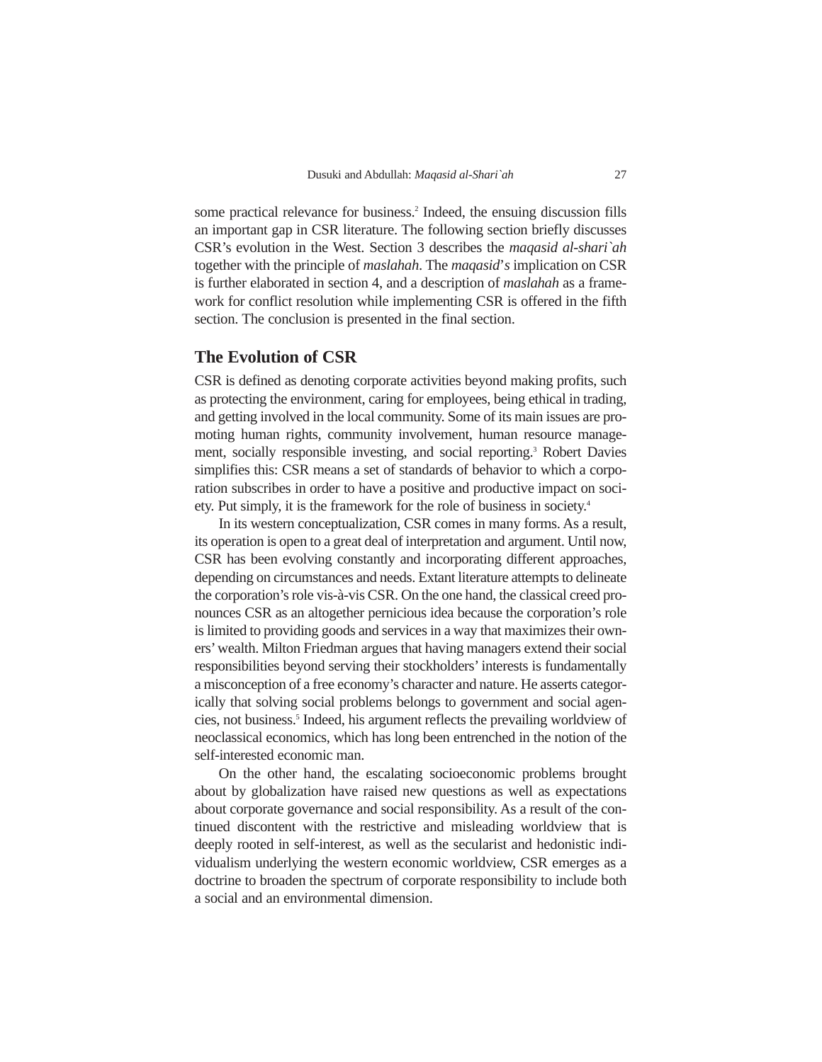some practical relevance for business.[2] Indeed, the ensuing discussion fills an important gap in CSR literature. The following section briefly discusses CSR's evolution in the West. Section 3 describes the *maqasid al-shari`ah* together with the principle of *maslahah*. The *maqasid*'*s* implication on CSR is further elaborated in section 4, and a description of *maslahah* as a framework for conflict resolution while implementing CSR is offered in the fifth section. The conclusion is presented in the final section.

## The Evolution of CSR

CSR is defined as denoting corporate activities beyond making profits, such as protecting the environment, caring for employees, being ethical in trading, and getting involved in the local community. Some of its main issues are promoting human rights, community involvement, human resource management, socially responsible investing, and social reporting.[3] Robert Davies simplifies this: CSR means a set of standards of behavior to which a corporation subscribes in order to have a positive and productive impact on society. Put simply, it is the framework for the role of business in society.[4]

In its western conceptualization, CSR comes in many forms. As a result, its operation is open to a great deal of interpretation and argument. Until now, CSR has been evolving constantly and incorporating different approaches, depending on circumstances and needs. Extant literature attempts to delineate the corporation's role vis-à-vis CSR. On the one hand, the classical creed pronounces CSR as an altogether pernicious idea because the corporation's role is limited to providing goods and services in a way that maximizes their owners' wealth. Milton Friedman argues that having managers extend their social responsibilities beyond serving their stockholders' interests is fundamentally a misconception of a free economy's character and nature. He asserts categorically that solving social problems belongs to government and social agencies, not business.[5] Indeed, his argument reflects the prevailing worldview of neoclassical economics, which has long been entrenched in the notion of the self-interested economic man.

On the other hand, the escalating socioeconomic problems brought about by globalization have raised new questions as well as expectations about corporate governance and social responsibility. As a result of the continued discontent with the restrictive and misleading worldview that is deeply rooted in self-interest, as well as the secularist and hedonistic individualism underlying the western economic worldview, CSR emerges as a doctrine to broaden the spectrum of corporate responsibility to include both a social and an environmental dimension.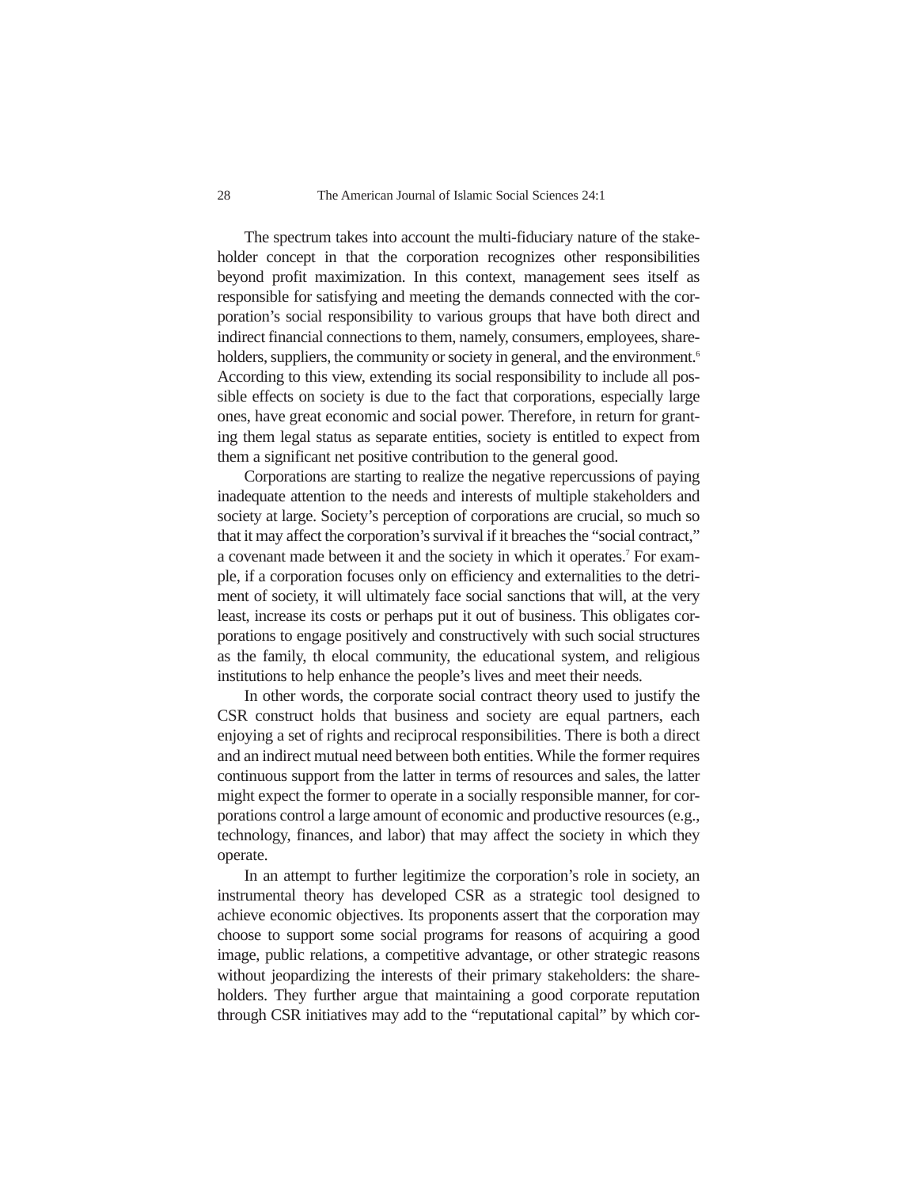The spectrum takes into account the multi-fiduciary nature of the stakeholder concept in that the corporation recognizes other responsibilities beyond profit maximization. In this context, management sees itself as responsible for satisfying and meeting the demands connected with the corporation's social responsibility to various groups that have both direct and indirect financial connections to them, namely, consumers, employees, shareholders, suppliers, the community or society in general, and the environment.[6] According to this view, extending its social responsibility to include all possible effects on society is due to the fact that corporations, especially large ones, have great economic and social power. Therefore, in return for granting them legal status as separate entities, society is entitled to expect from them a significant net positive contribution to the general good.

Corporations are starting to realize the negative repercussions of paying inadequate attention to the needs and interests of multiple stakeholders and society at large. Society's perception of corporations are crucial, so much so that it may affect the corporation's survival if it breaches the "social contract," a covenant made between it and the society in which it operates.[7] For example, if a corporation focuses only on efficiency and externalities to the detriment of society, it will ultimately face social sanctions that will, at the very least, increase its costs or perhaps put it out of business. This obligates corporations to engage positively and constructively with such social structures as the family, th elocal community, the educational system, and religious institutions to help enhance the people's lives and meet their needs.

In other words, the corporate social contract theory used to justify the CSR construct holds that business and society are equal partners, each enjoying a set of rights and reciprocal responsibilities. There is both a direct and an indirect mutual need between both entities. While the former requires continuous support from the latter in terms of resources and sales, the latter might expect the former to operate in a socially responsible manner, for corporations control a large amount of economic and productive resources (e.g., technology, finances, and labor) that may affect the society in which they operate.

In an attempt to further legitimize the corporation's role in society, an instrumental theory has developed CSR as a strategic tool designed to achieve economic objectives. Its proponents assert that the corporation may choose to support some social programs for reasons of acquiring a good image, public relations, a competitive advantage, or other strategic reasons without jeopardizing the interests of their primary stakeholders: the shareholders. They further argue that maintaining a good corporate reputation through CSR initiatives may add to the "reputational capital" by which cor-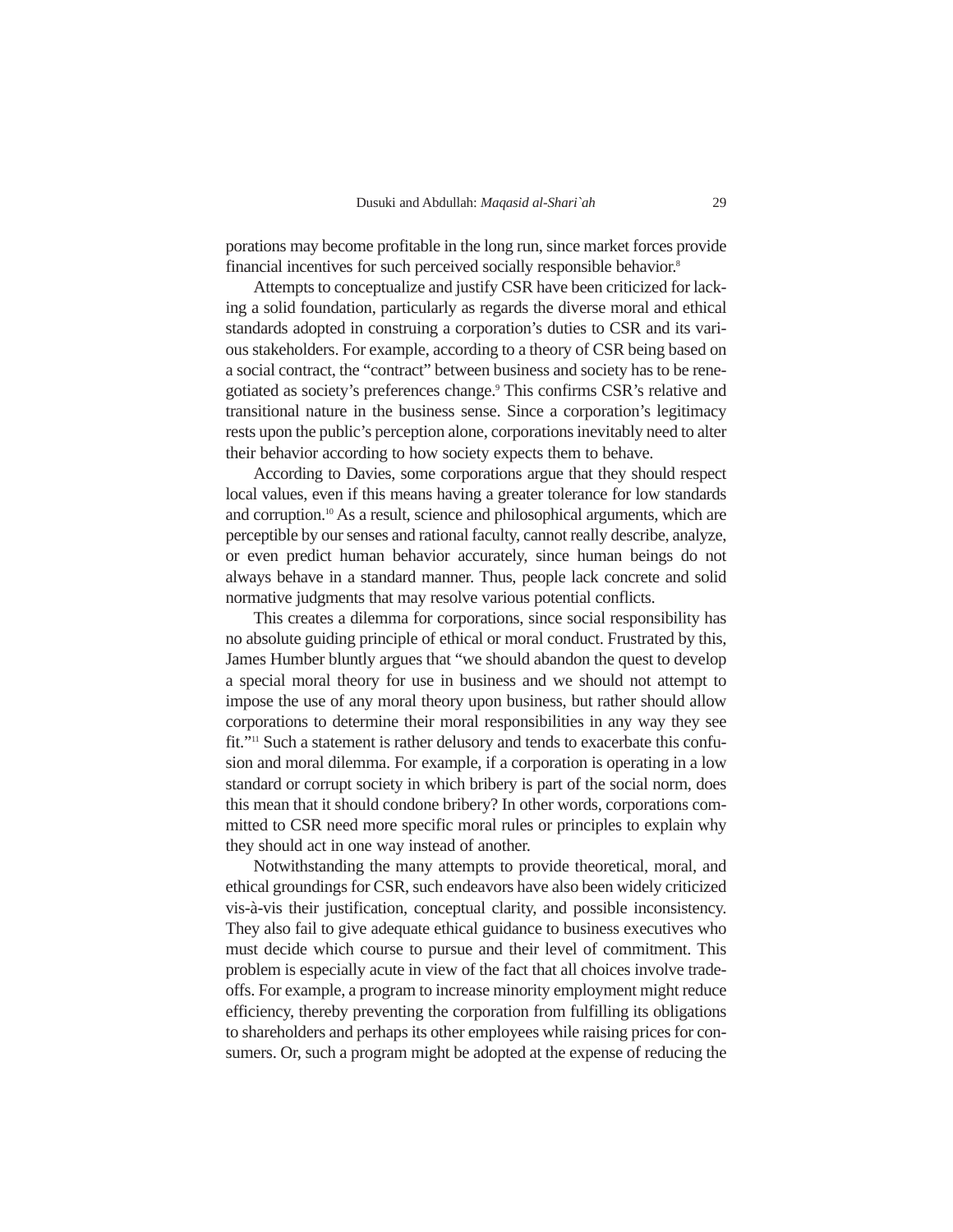porations may become profitable in the long run, since market forces provide financial incentives for such perceived socially responsible behavior.[8]

Attempts to conceptualize and justify CSR have been criticized for lacking a solid foundation, particularly as regards the diverse moral and ethical standards adopted in construing a corporation's duties to CSR and its various stakeholders. For example, according to a theory of CSR being based on a social contract, the "contract" between business and society has to be renegotiated as society's preferences change.[9] This confirms CSR's relative and transitional nature in the business sense. Since a corporation's legitimacy rests upon the public's perception alone, corporations inevitably need to alter their behavior according to how society expects them to behave.

According to Davies, some corporations argue that they should respect local values, even if this means having a greater tolerance for low standards and corruption.[10] As a result, science and philosophical arguments, which are perceptible by our senses and rational faculty, cannot really describe, analyze, or even predict human behavior accurately, since human beings do not always behave in a standard manner. Thus, people lack concrete and solid normative judgments that may resolve various potential conflicts.

This creates a dilemma for corporations, since social responsibility has no absolute guiding principle of ethical or moral conduct. Frustrated by this, James Humber bluntly argues that "we should abandon the quest to develop a special moral theory for use in business and we should not attempt to impose the use of any moral theory upon business, but rather should allow corporations to determine their moral responsibilities in any way they see fit."[11] Such a statement is rather delusory and tends to exacerbate this confusion and moral dilemma. For example, if a corporation is operating in a low standard or corrupt society in which bribery is part of the social norm, does this mean that it should condone bribery? In other words, corporations committed to CSR need more specific moral rules or principles to explain why they should act in one way instead of another.

Notwithstanding the many attempts to provide theoretical, moral, and ethical groundings for CSR, such endeavors have also been widely criticized vis-à-vis their justification, conceptual clarity, and possible inconsistency. They also fail to give adequate ethical guidance to business executives who must decide which course to pursue and their level of commitment. This problem is especially acute in view of the fact that all choices involve trade-offs. For example, a program to increase minority employment might reduce efficiency, thereby preventing the corporation from fulfilling its obligations to shareholders and perhaps its other employees while raising prices for consumers. Or, such a program might be adopted at the expense of reducing the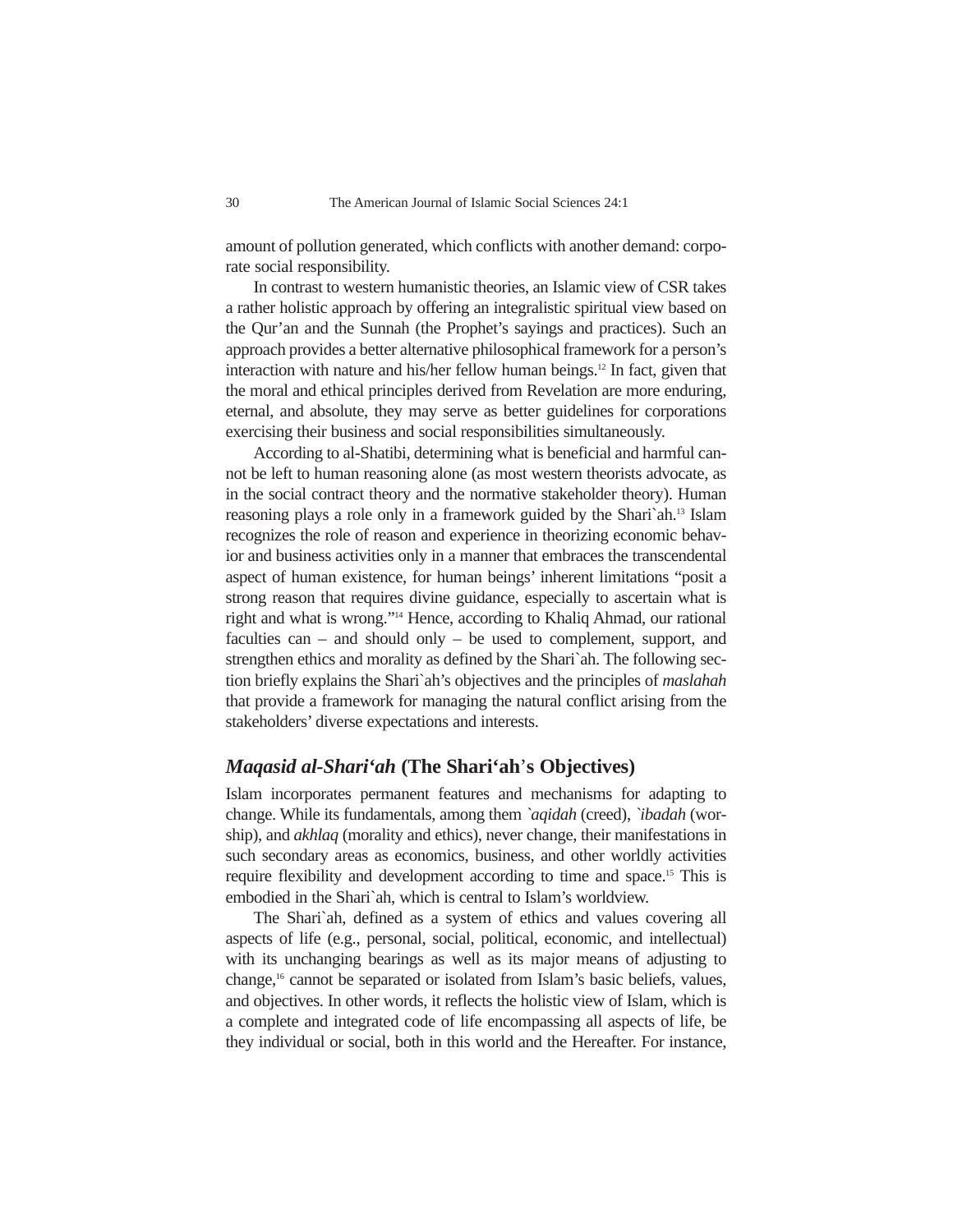amount of pollution generated, which conflicts with another demand: corporate social responsibility.

In contrast to western humanistic theories, an Islamic view of CSR takes a rather holistic approach by offering an integralistic spiritual view based on the Qur'an and the Sunnah (the Prophet's sayings and practices). Such an approach provides a better alternative philosophical framework for a person's interaction with nature and his/her fellow human beings.[12] In fact, given that the moral and ethical principles derived from Revelation are more enduring, eternal, and absolute, they may serve as better guidelines for corporations exercising their business and social responsibilities simultaneously.

According to al-Shatibi, determining what is beneficial and harmful cannot be left to human reasoning alone (as most western theorists advocate, as in the social contract theory and the normative stakeholder theory). Human reasoning plays a role only in a framework guided by the Shari`ah.[13] Islam recognizes the role of reason and experience in theorizing economic behavior and business activities only in a manner that embraces the transcendental aspect of human existence, for human beings' inherent limitations "posit a strong reason that requires divine guidance, especially to ascertain what is right and what is wrong."[14] Hence, according to Khaliq Ahmad, our rational faculties can – and should only – be used to complement, support, and strengthen ethics and morality as defined by the Shari`ah. The following section briefly explains the Shari`ah's objectives and the principles of *maslahah* that provide a framework for managing the natural conflict arising from the stakeholders' diverse expectations and interests.

## *Maqasid al-Shari'ah* (The Shari'ah's Objectives)

Islam incorporates permanent features and mechanisms for adapting to change. While its fundamentals, among them *`aqidah* (creed), *`ibadah* (worship), and *akhlaq* (morality and ethics), never change, their manifestations in such secondary areas as economics, business, and other worldly activities require flexibility and development according to time and space.[15] This is embodied in the Shari`ah, which is central to Islam's worldview.

The Shari`ah, defined as a system of ethics and values covering all aspects of life (e.g., personal, social, political, economic, and intellectual) with its unchanging bearings as well as its major means of adjusting to change,[16] cannot be separated or isolated from Islam's basic beliefs, values, and objectives. In other words, it reflects the holistic view of Islam, which is a complete and integrated code of life encompassing all aspects of life, be they individual or social, both in this world and the Hereafter. For instance,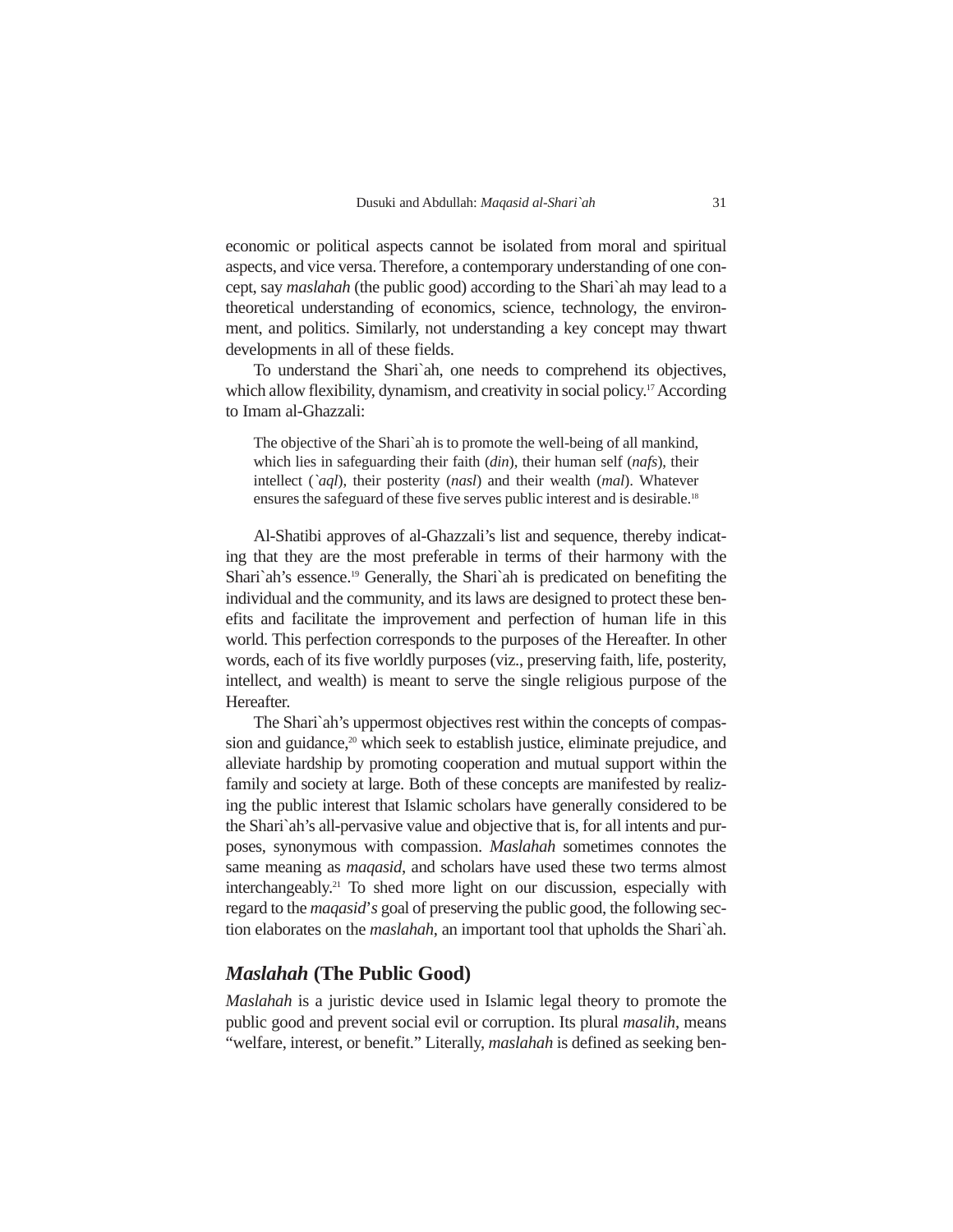economic or political aspects cannot be isolated from moral and spiritual aspects, and vice versa. Therefore, a contemporary understanding of one concept, say *maslahah* (the public good) according to the Shari`ah may lead to a theoretical understanding of economics, science, technology, the environment, and politics. Similarly, not understanding a key concept may thwart developments in all of these fields.

To understand the Shari`ah, one needs to comprehend its objectives, which allow flexibility, dynamism, and creativity in social policy.[17] According to Imam al-Ghazzali:

> The objective of the Shari`ah is to promote the well-being of all mankind, which lies in safeguarding their faith (*din*), their human self (*nafs*), their intellect (*`aql*), their posterity (*nasl*) and their wealth (*mal*). Whatever ensures the safeguard of these five serves public interest and is desirable.[18]

Al-Shatibi approves of al-Ghazzali's list and sequence, thereby indicating that they are the most preferable in terms of their harmony with the Shari`ah's essence.[19] Generally, the Shari`ah is predicated on benefiting the individual and the community, and its laws are designed to protect these benefits and facilitate the improvement and perfection of human life in this world. This perfection corresponds to the purposes of the Hereafter. In other words, each of its five worldly purposes (viz., preserving faith, life, posterity, intellect, and wealth) is meant to serve the single religious purpose of the Hereafter.

The Shari`ah's uppermost objectives rest within the concepts of compassion and guidance,[20] which seek to establish justice, eliminate prejudice, and alleviate hardship by promoting cooperation and mutual support within the family and society at large. Both of these concepts are manifested by realizing the public interest that Islamic scholars have generally considered to be the Shari`ah's all-pervasive value and objective that is, for all intents and purposes, synonymous with compassion. *Maslahah* sometimes connotes the same meaning as *maqasid*, and scholars have used these two terms almost interchangeably.[21] To shed more light on our discussion, especially with regard to the *maqasid*'*s* goal of preserving the public good, the following section elaborates on the *maslahah*, an important tool that upholds the Shari`ah.

## *Maslahah* (The Public Good)

*Maslahah* is a juristic device used in Islamic legal theory to promote the public good and prevent social evil or corruption. Its plural *masalih*, means "welfare, interest, or benefit." Literally, *maslahah* is defined as seeking ben-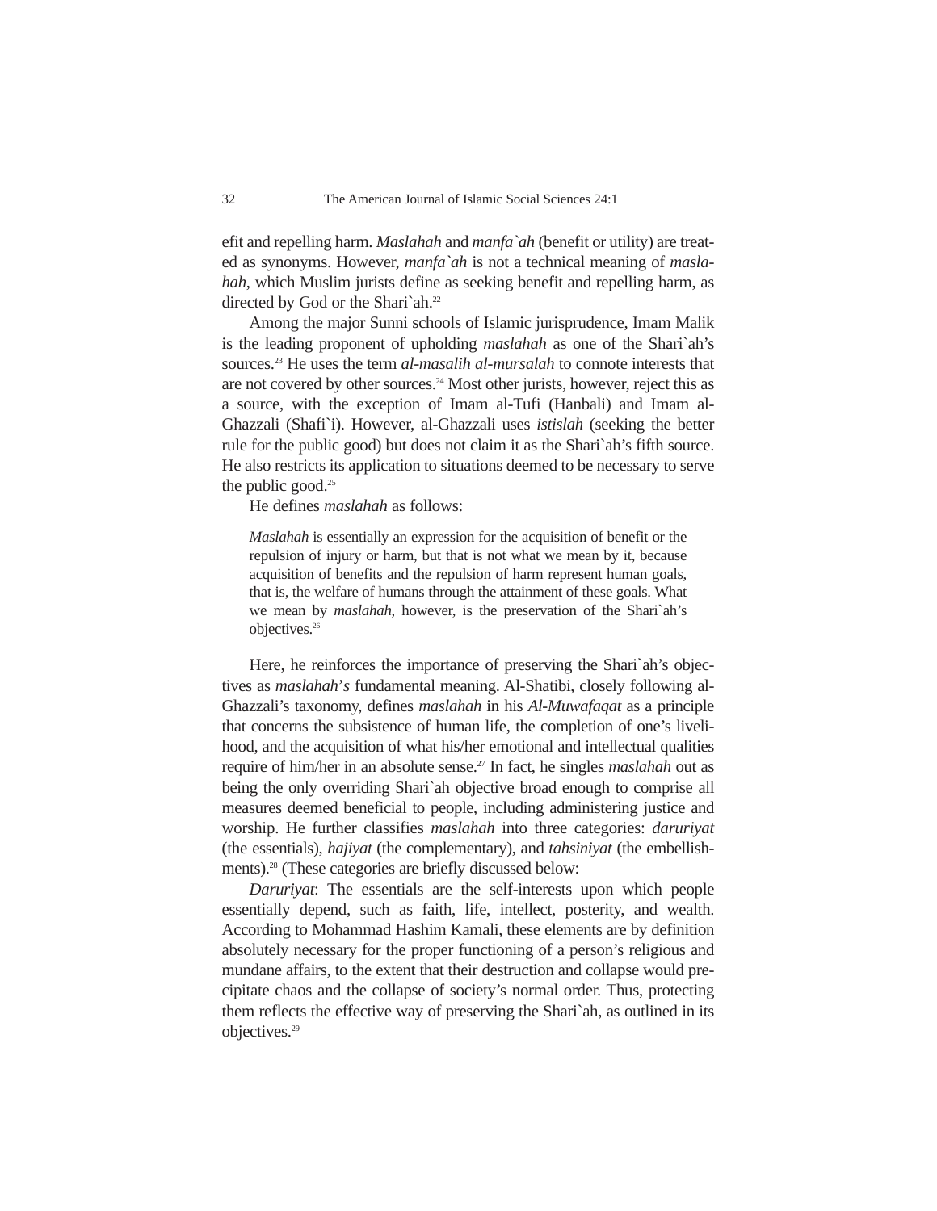efit and repelling harm. *Maslahah* and *manfa`ah* (benefit or utility) are treated as synonyms. However, *manfa`ah* is not a technical meaning of *maslahah*, which Muslim jurists define as seeking benefit and repelling harm, as directed by God or the Shari`ah.[22]

Among the major Sunni schools of Islamic jurisprudence, Imam Malik is the leading proponent of upholding *maslahah* as one of the Shari`ah's sources.[23] He uses the term *al-masalih al-mursalah* to connote interests that are not covered by other sources.[24] Most other jurists, however, reject this as a source, with the exception of Imam al-Tufi (Hanbali) and Imam al-Ghazzali (Shafi`i). However, al-Ghazzali uses *istislah* (seeking the better rule for the public good) but does not claim it as the Shari`ah's fifth source. He also restricts its application to situations deemed to be necessary to serve the public good.[25]

He defines *maslahah* as follows:

> *Maslahah* is essentially an expression for the acquisition of benefit or the repulsion of injury or harm, but that is not what we mean by it, because acquisition of benefits and the repulsion of harm represent human goals, that is, the welfare of humans through the attainment of these goals. What we mean by *maslahah*, however, is the preservation of the Shari`ah's objectives.[26]

Here, he reinforces the importance of preserving the Shari`ah's objectives as *maslahah*'s fundamental meaning. Al-Shatibi, closely following al-Ghazzali's taxonomy, defines *maslahah* in his *Al-Muwafaqat* as a principle that concerns the subsistence of human life, the completion of one's livelihood, and the acquisition of what his/her emotional and intellectual qualities require of him/her in an absolute sense.[27] In fact, he singles *maslahah* out as being the only overriding Shari`ah objective broad enough to comprise all measures deemed beneficial to people, including administering justice and worship. He further classifies *maslahah* into three categories: *daruriyat* (the essentials), *hajiyat* (the complementary), and *tahsiniyat* (the embellishments).[28] (These categories are briefly discussed below:

*Daruriyat*: The essentials are the self-interests upon which people essentially depend, such as faith, life, intellect, posterity, and wealth. According to Mohammad Hashim Kamali, these elements are by definition absolutely necessary for the proper functioning of a person's religious and mundane affairs, to the extent that their destruction and collapse would precipitate chaos and the collapse of society's normal order. Thus, protecting them reflects the effective way of preserving the Shari`ah, as outlined in its objectives.[29]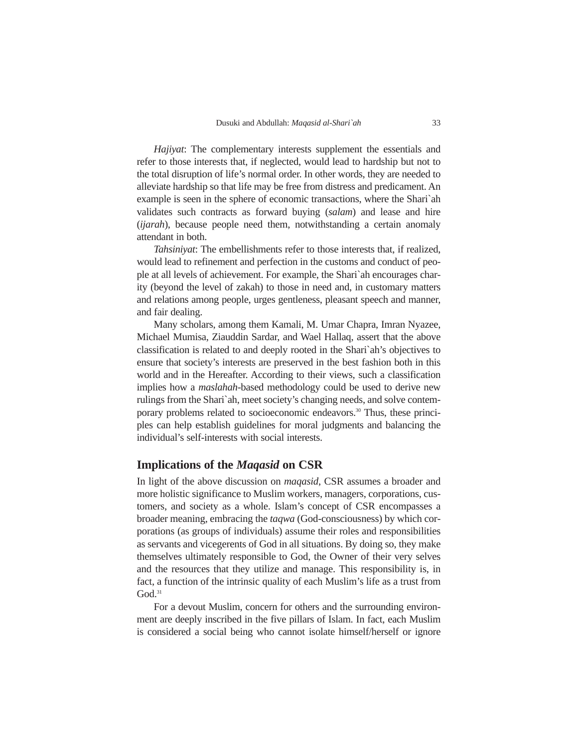*Hajiyat*: The complementary interests supplement the essentials and refer to those interests that, if neglected, would lead to hardship but not to the total disruption of life's normal order. In other words, they are needed to alleviate hardship so that life may be free from distress and predicament. An example is seen in the sphere of economic transactions, where the Shari`ah validates such contracts as forward buying (*salam*) and lease and hire (*ijarah*), because people need them, notwithstanding a certain anomaly attendant in both.

*Tahsiniyat*: The embellishments refer to those interests that, if realized, would lead to refinement and perfection in the customs and conduct of people at all levels of achievement. For example, the Shari`ah encourages charity (beyond the level of zakah) to those in need and, in customary matters and relations among people, urges gentleness, pleasant speech and manner, and fair dealing.

Many scholars, among them Kamali, M. Umar Chapra, Imran Nyazee, Michael Mumisa, Ziauddin Sardar, and Wael Hallaq, assert that the above classification is related to and deeply rooted in the Shari`ah's objectives to ensure that society's interests are preserved in the best fashion both in this world and in the Hereafter. According to their views, such a classification implies how a *maslahah*-based methodology could be used to derive new rulings from the Shari`ah, meet society's changing needs, and solve contemporary problems related to socioeconomic endeavors.[30] Thus, these principles can help establish guidelines for moral judgments and balancing the individual's self-interests with social interests.

## Implications of the *Maqasid* on CSR

In light of the above discussion on *maqasid*, CSR assumes a broader and more holistic significance to Muslim workers, managers, corporations, customers, and society as a whole. Islam's concept of CSR encompasses a broader meaning, embracing the *taqwa* (God-consciousness) by which corporations (as groups of individuals) assume their roles and responsibilities as servants and vicegerents of God in all situations. By doing so, they make themselves ultimately responsible to God, the Owner of their very selves and the resources that they utilize and manage. This responsibility is, in fact, a function of the intrinsic quality of each Muslim's life as a trust from God.[31]

For a devout Muslim, concern for others and the surrounding environment are deeply inscribed in the five pillars of Islam. In fact, each Muslim is considered a social being who cannot isolate himself/herself or ignore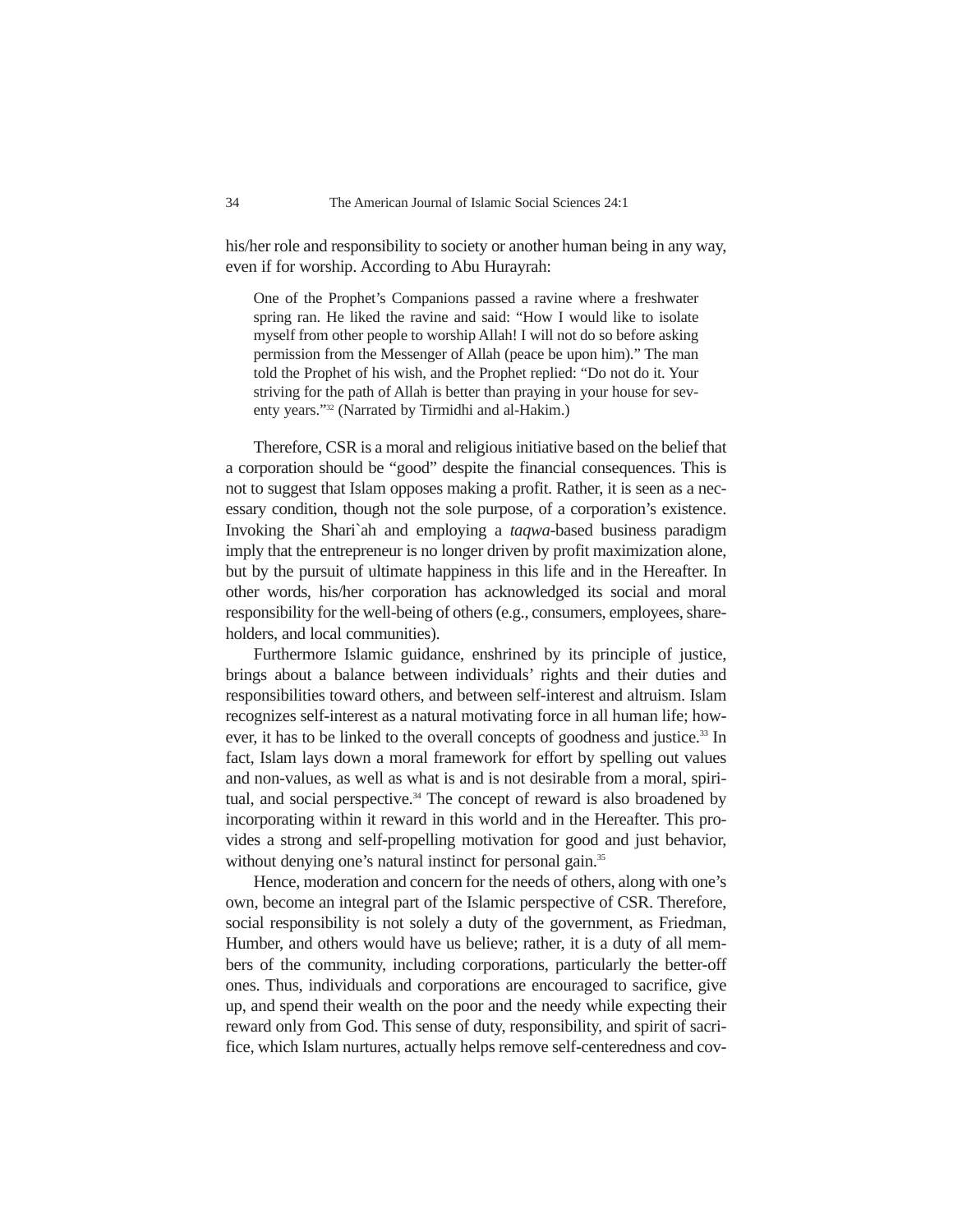his/her role and responsibility to society or another human being in any way, even if for worship. According to Abu Hurayrah:

> One of the Prophet's Companions passed a ravine where a freshwater spring ran. He liked the ravine and said: "How I would like to isolate myself from other people to worship Allah! I will not do so before asking permission from the Messenger of Allah (peace be upon him)." The man told the Prophet of his wish, and the Prophet replied: "Do not do it. Your striving for the path of Allah is better than praying in your house for seventy years."[32] (Narrated by Tirmidhi and al-Hakim.)

Therefore, CSR is a moral and religious initiative based on the belief that a corporation should be "good" despite the financial consequences. This is not to suggest that Islam opposes making a profit. Rather, it is seen as a necessary condition, though not the sole purpose, of a corporation's existence. Invoking the Shari`ah and employing a *taqwa*-based business paradigm imply that the entrepreneur is no longer driven by profit maximization alone, but by the pursuit of ultimate happiness in this life and in the Hereafter. In other words, his/her corporation has acknowledged its social and moral responsibility for the well-being of others (e.g., consumers, employees, shareholders, and local communities).

Furthermore Islamic guidance, enshrined by its principle of justice, brings about a balance between individuals' rights and their duties and responsibilities toward others, and between self-interest and altruism. Islam recognizes self-interest as a natural motivating force in all human life; however, it has to be linked to the overall concepts of goodness and justice.[33] In fact, Islam lays down a moral framework for effort by spelling out values and non-values, as well as what is and is not desirable from a moral, spiritual, and social perspective.[34] The concept of reward is also broadened by incorporating within it reward in this world and in the Hereafter. This provides a strong and self-propelling motivation for good and just behavior, without denying one's natural instinct for personal gain.[35]

Hence, moderation and concern for the needs of others, along with one's own, become an integral part of the Islamic perspective of CSR. Therefore, social responsibility is not solely a duty of the government, as Friedman, Humber, and others would have us believe; rather, it is a duty of all members of the community, including corporations, particularly the better-off ones. Thus, individuals and corporations are encouraged to sacrifice, give up, and spend their wealth on the poor and the needy while expecting their reward only from God. This sense of duty, responsibility, and spirit of sacrifice, which Islam nurtures, actually helps remove self-centeredness and cov-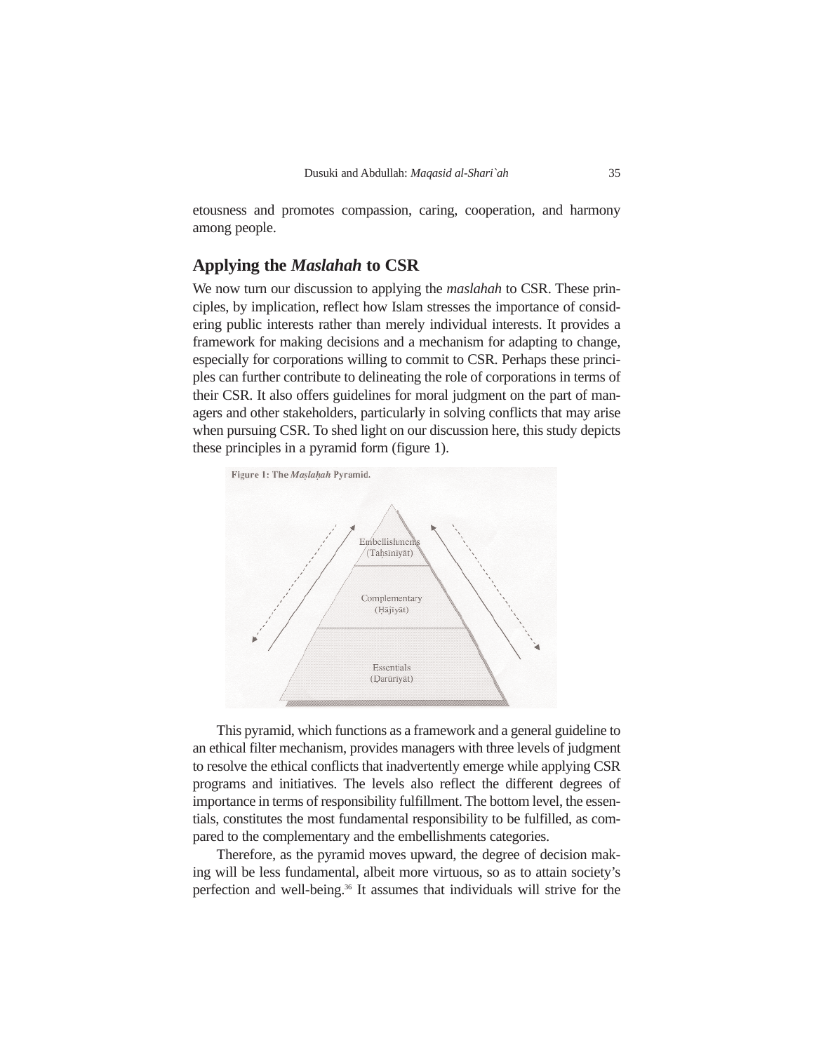etousness and promotes compassion, caring, cooperation, and harmony among people.

## Applying the *Maslahah* to CSR

We now turn our discussion to applying the *maslahah* to CSR. These principles, by implication, reflect how Islam stresses the importance of considering public interests rather than merely individual interests. It provides a framework for making decisions and a mechanism for adapting to change, especially for corporations willing to commit to CSR. Perhaps these principles can further contribute to delineating the role of corporations in terms of their CSR. It also offers guidelines for moral judgment on the part of managers and other stakeholders, particularly in solving conflicts that may arise when pursuing CSR. To shed light on our discussion here, this study depicts these principles in a pyramid form (figure 1).

**Figure 1: The *Maṣlaḥah* Pyramid.**

This pyramid, which functions as a framework and a general guideline to an ethical filter mechanism, provides managers with three levels of judgment to resolve the ethical conflicts that inadvertently emerge while applying CSR programs and initiatives. The levels also reflect the different degrees of importance in terms of responsibility fulfillment. The bottom level, the essentials, constitutes the most fundamental responsibility to be fulfilled, as compared to the complementary and the embellishments categories.

Therefore, as the pyramid moves upward, the degree of decision making will be less fundamental, albeit more virtuous, so as to attain society's perfection and well-being.[36] It assumes that individuals will strive for the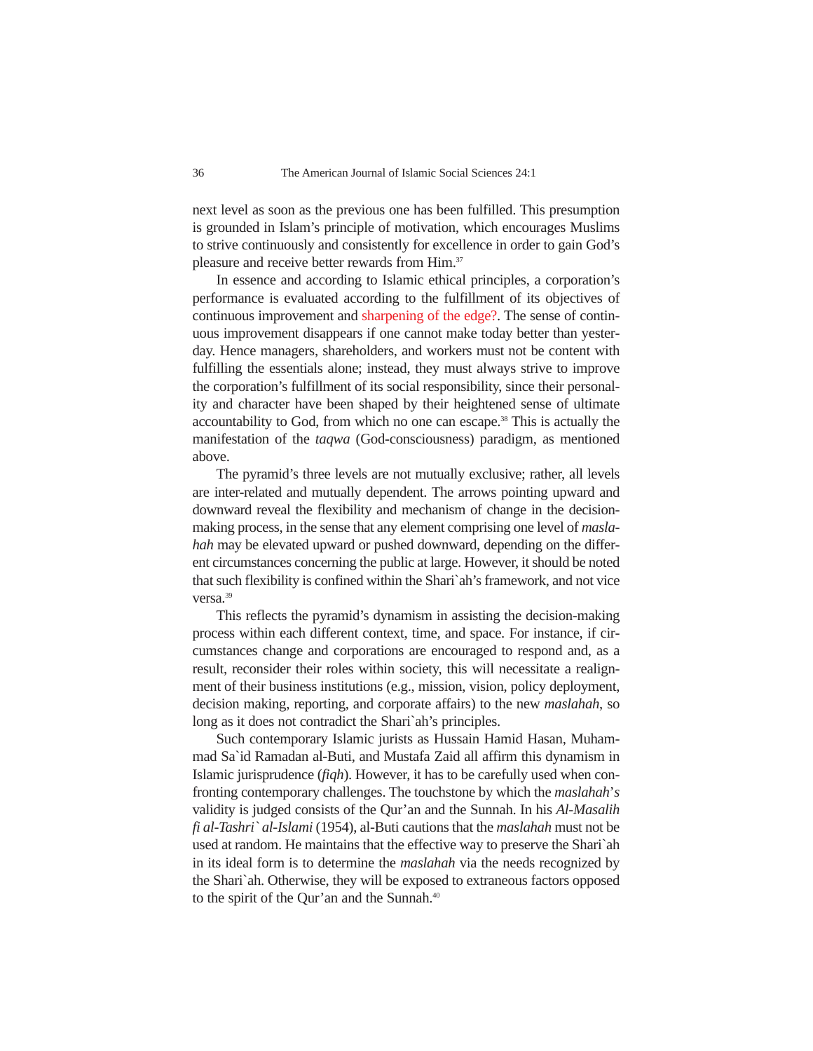next level as soon as the previous one has been fulfilled. This presumption is grounded in Islam's principle of motivation, which encourages Muslims to strive continuously and consistently for excellence in order to gain God's pleasure and receive better rewards from Him.[37]

In essence and according to Islamic ethical principles, a corporation's performance is evaluated according to the fulfillment of its objectives of continuous improvement and sharpening of the edge?. The sense of continuous improvement disappears if one cannot make today better than yesterday. Hence managers, shareholders, and workers must not be content with fulfilling the essentials alone; instead, they must always strive to improve the corporation's fulfillment of its social responsibility, since their personality and character have been shaped by their heightened sense of ultimate accountability to God, from which no one can escape.[38] This is actually the manifestation of the *taqwa* (God-consciousness) paradigm, as mentioned above.

The pyramid's three levels are not mutually exclusive; rather, all levels are inter-related and mutually dependent. The arrows pointing upward and downward reveal the flexibility and mechanism of change in the decision-making process, in the sense that any element comprising one level of *maslahah* may be elevated upward or pushed downward, depending on the different circumstances concerning the public at large. However, it should be noted that such flexibility is confined within the Shari`ah's framework, and not vice versa.[39]

This reflects the pyramid's dynamism in assisting the decision-making process within each different context, time, and space. For instance, if circumstances change and corporations are encouraged to respond and, as a result, reconsider their roles within society, this will necessitate a realignment of their business institutions (e.g., mission, vision, policy deployment, decision making, reporting, and corporate affairs) to the new *maslahah*, so long as it does not contradict the Shari`ah's principles.

Such contemporary Islamic jurists as Hussain Hamid Hasan, Muhammad Sa`id Ramadan al-Buti, and Mustafa Zaid all affirm this dynamism in Islamic jurisprudence (*fiqh*). However, it has to be carefully used when confronting contemporary challenges. The touchstone by which the *maslahah*'*s* validity is judged consists of the Qur'an and the Sunnah. In his *Al-Masalih fi al-Tashri` al-Islami* (1954), al-Buti cautions that the *maslahah* must not be used at random. He maintains that the effective way to preserve the Shari`ah in its ideal form is to determine the *maslahah* via the needs recognized by the Shari`ah. Otherwise, they will be exposed to extraneous factors opposed to the spirit of the Qur'an and the Sunnah.[40]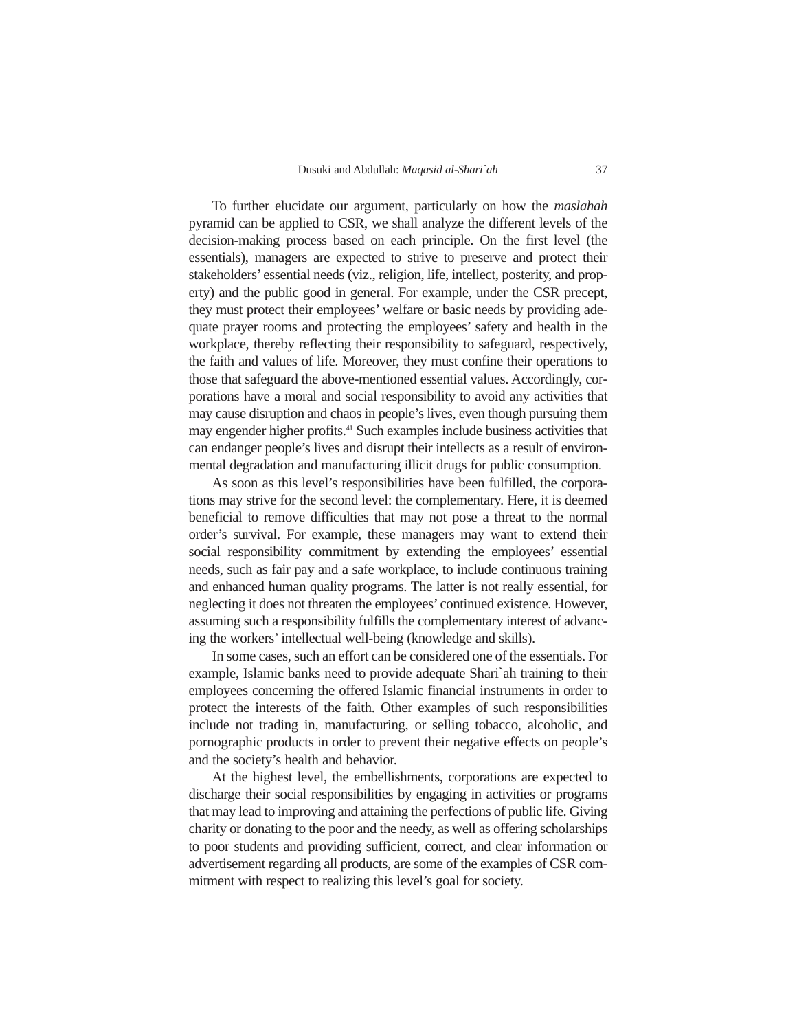To further elucidate our argument, particularly on how the *maslahah* pyramid can be applied to CSR, we shall analyze the different levels of the decision-making process based on each principle. On the first level (the essentials), managers are expected to strive to preserve and protect their stakeholders' essential needs (viz., religion, life, intellect, posterity, and property) and the public good in general. For example, under the CSR precept, they must protect their employees' welfare or basic needs by providing adequate prayer rooms and protecting the employees' safety and health in the workplace, thereby reflecting their responsibility to safeguard, respectively, the faith and values of life. Moreover, they must confine their operations to those that safeguard the above-mentioned essential values. Accordingly, corporations have a moral and social responsibility to avoid any activities that may cause disruption and chaos in people's lives, even though pursuing them may engender higher profits.[41] Such examples include business activities that can endanger people's lives and disrupt their intellects as a result of environmental degradation and manufacturing illicit drugs for public consumption.

As soon as this level's responsibilities have been fulfilled, the corporations may strive for the second level: the complementary. Here, it is deemed beneficial to remove difficulties that may not pose a threat to the normal order's survival. For example, these managers may want to extend their social responsibility commitment by extending the employees' essential needs, such as fair pay and a safe workplace, to include continuous training and enhanced human quality programs. The latter is not really essential, for neglecting it does not threaten the employees' continued existence. However, assuming such a responsibility fulfills the complementary interest of advancing the workers' intellectual well-being (knowledge and skills).

In some cases, such an effort can be considered one of the essentials. For example, Islamic banks need to provide adequate Shari`ah training to their employees concerning the offered Islamic financial instruments in order to protect the interests of the faith. Other examples of such responsibilities include not trading in, manufacturing, or selling tobacco, alcoholic, and pornographic products in order to prevent their negative effects on people's and the society's health and behavior.

At the highest level, the embellishments, corporations are expected to discharge their social responsibilities by engaging in activities or programs that may lead to improving and attaining the perfections of public life. Giving charity or donating to the poor and the needy, as well as offering scholarships to poor students and providing sufficient, correct, and clear information or advertisement regarding all products, are some of the examples of CSR commitment with respect to realizing this level's goal for society.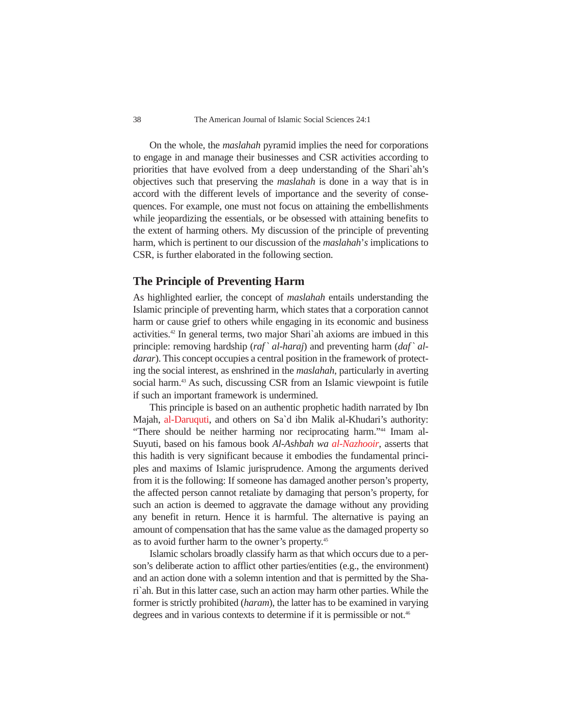On the whole, the *maslahah* pyramid implies the need for corporations to engage in and manage their businesses and CSR activities according to priorities that have evolved from a deep understanding of the Shari`ah's objectives such that preserving the *maslahah* is done in a way that is in accord with the different levels of importance and the severity of consequences. For example, one must not focus on attaining the embellishments while jeopardizing the essentials, or be obsessed with attaining benefits to the extent of harming others. My discussion of the principle of preventing harm, which is pertinent to our discussion of the *maslahah*'*s* implications to CSR, is further elaborated in the following section.

## The Principle of Preventing Harm

As highlighted earlier, the concept of *maslahah* entails understanding the Islamic principle of preventing harm, which states that a corporation cannot harm or cause grief to others while engaging in its economic and business activities.[42] In general terms, two major Shari`ah axioms are imbued in this principle: removing hardship (*raf` al-haraj*) and preventing harm (*daf` al-darar*). This concept occupies a central position in the framework of protecting the social interest, as enshrined in the *maslahah*, particularly in averting social harm.[43] As such, discussing CSR from an Islamic viewpoint is futile if such an important framework is undermined.

This principle is based on an authentic prophetic hadith narrated by Ibn Majah, al-Daruquti, and others on Sa`d ibn Malik al-Khudari's authority: "There should be neither harming nor reciprocating harm."[44] Imam al-Suyuti, based on his famous book *Al-Ashbah wa al-Nazhooir*, asserts that this hadith is very significant because it embodies the fundamental principles and maxims of Islamic jurisprudence. Among the arguments derived from it is the following: If someone has damaged another person's property, the affected person cannot retaliate by damaging that person's property, for such an action is deemed to aggravate the damage without any providing any benefit in return. Hence it is harmful. The alternative is paying an amount of compensation that has the same value as the damaged property so as to avoid further harm to the owner's property.[45]

Islamic scholars broadly classify harm as that which occurs due to a person's deliberate action to afflict other parties/entities (e.g., the environment) and an action done with a solemn intention and that is permitted by the Shari`ah. But in this latter case, such an action may harm other parties. While the former is strictly prohibited (*haram*), the latter has to be examined in varying degrees and in various contexts to determine if it is permissible or not.[46]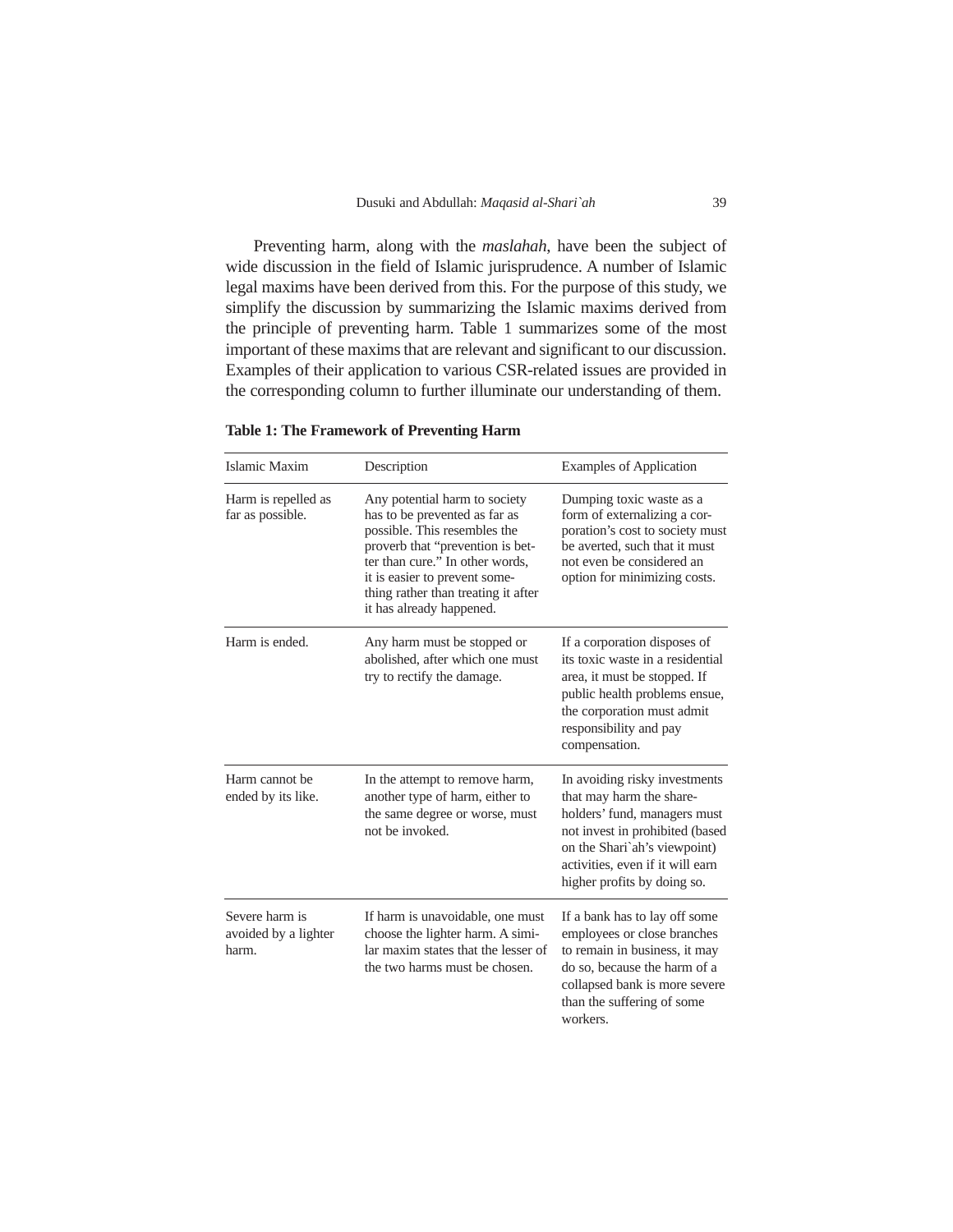Preventing harm, along with the *maslahah*, have been the subject of wide discussion in the field of Islamic jurisprudence. A number of Islamic legal maxims have been derived from this. For the purpose of this study, we simplify the discussion by summarizing the Islamic maxims derived from the principle of preventing harm. Table 1 summarizes some of the most important of these maxims that are relevant and significant to our discussion. Examples of their application to various CSR-related issues are provided in the corresponding column to further illuminate our understanding of them.

**Table 1: The Framework of Preventing Harm**

| Islamic Maxim | Description | Examples of Application |
|---|---|---|
| Harm is repelled as far as possible. | Any potential harm to society has to be prevented as far as possible. This resembles the proverb that "prevention is better than cure." In other words, it is easier to prevent something rather than treating it after it has already happened. | Dumping toxic waste as a form of externalizing a corporation's cost to society must be averted, such that it must not even be considered an option for minimizing costs. |
| Harm is ended. | Any harm must be stopped or abolished, after which one must try to rectify the damage. | If a corporation disposes of its toxic waste in a residential area, it must be stopped. If public health problems ensue, the corporation must admit responsibility and pay compensation. |
| Harm cannot be ended by its like. | In the attempt to remove harm, another type of harm, either to the same degree or worse, must not be invoked. | In avoiding risky investments that may harm the shareholders' fund, managers must not invest in prohibited (based on the Shari`ah's viewpoint) activities, even if it will earn higher profits by doing so. |
| Severe harm is avoided by a lighter harm. | If harm is unavoidable, one must choose the lighter harm. A similar maxim states that the lesser of the two harms must be chosen. | If a bank has to lay off some employees or close branches to remain in business, it may do so, because the harm of a collapsed bank is more severe than the suffering of some workers. |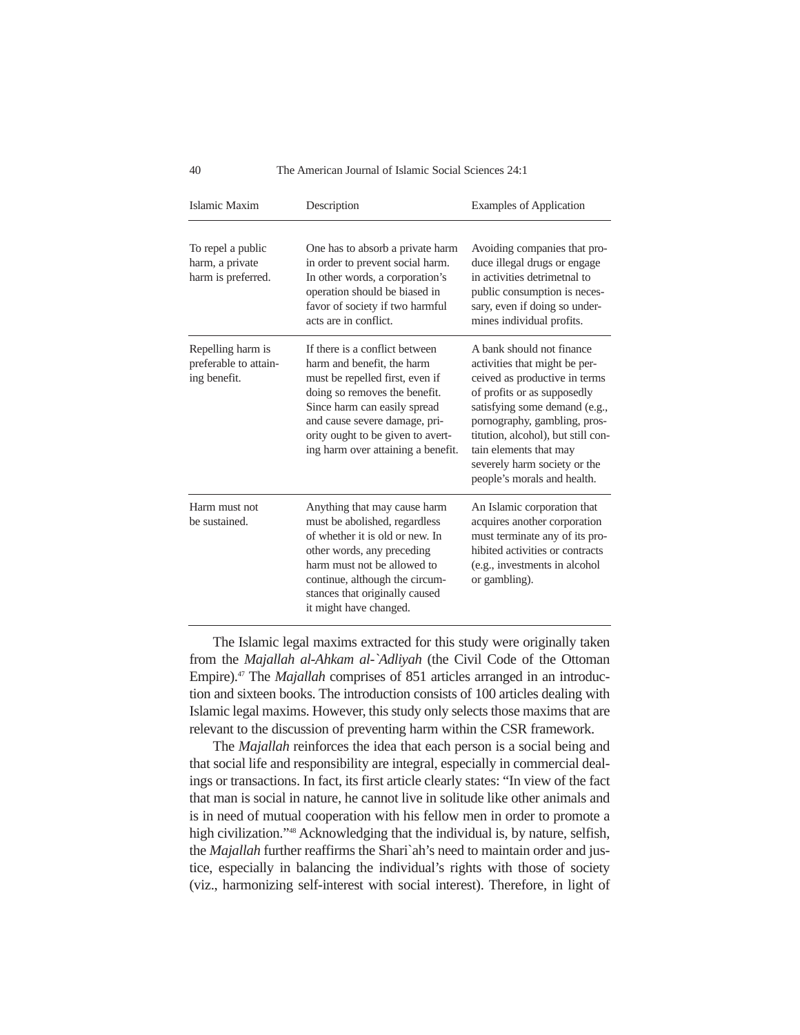| Islamic Maxim | Description | Examples of Application |
|---|---|---|
| To repel a public harm, a private harm is preferred. | One has to absorb a private harm in order to prevent social harm. In other words, a corporation's operation should be biased in favor of society if two harmful acts are in conflict. | Avoiding companies that produce illegal drugs or engage in activities detrimetnal to public consumption is necessary, even if doing so undermines individual profits. |
| Repelling harm is preferable to attaining benefit. | If there is a conflict between harm and benefit, the harm must be repelled first, even if doing so removes the benefit. Since harm can easily spread and cause severe damage, priority ought to be given to averting harm over attaining a benefit. | A bank should not finance activities that might be perceived as productive in terms of profits or as supposedly satisfying some demand (e.g., pornography, gambling, prostitution, alcohol), but still contain elements that may severely harm society or the people's morals and health. |
| Harm must not be sustained. | Anything that may cause harm must be abolished, regardless of whether it is old or new. In other words, any preceding harm must not be allowed to continue, although the circumstances that originally caused it might have changed. | An Islamic corporation that acquires another corporation must terminate any of its prohibited activities or contracts (e.g., investments in alcohol or gambling). |

The Islamic legal maxims extracted for this study were originally taken from the *Majallah al-Ahkam al-`Adliyah* (the Civil Code of the Ottoman Empire).[47] The *Majallah* comprises of 851 articles arranged in an introduction and sixteen books. The introduction consists of 100 articles dealing with Islamic legal maxims. However, this study only selects those maxims that are relevant to the discussion of preventing harm within the CSR framework.

The *Majallah* reinforces the idea that each person is a social being and that social life and responsibility are integral, especially in commercial dealings or transactions. In fact, its first article clearly states: "In view of the fact that man is social in nature, he cannot live in solitude like other animals and is in need of mutual cooperation with his fellow men in order to promote a high civilization."[48] Acknowledging that the individual is, by nature, selfish, the *Majallah* further reaffirms the Shari`ah's need to maintain order and justice, especially in balancing the individual's rights with those of society (viz., harmonizing self-interest with social interest). Therefore, in light of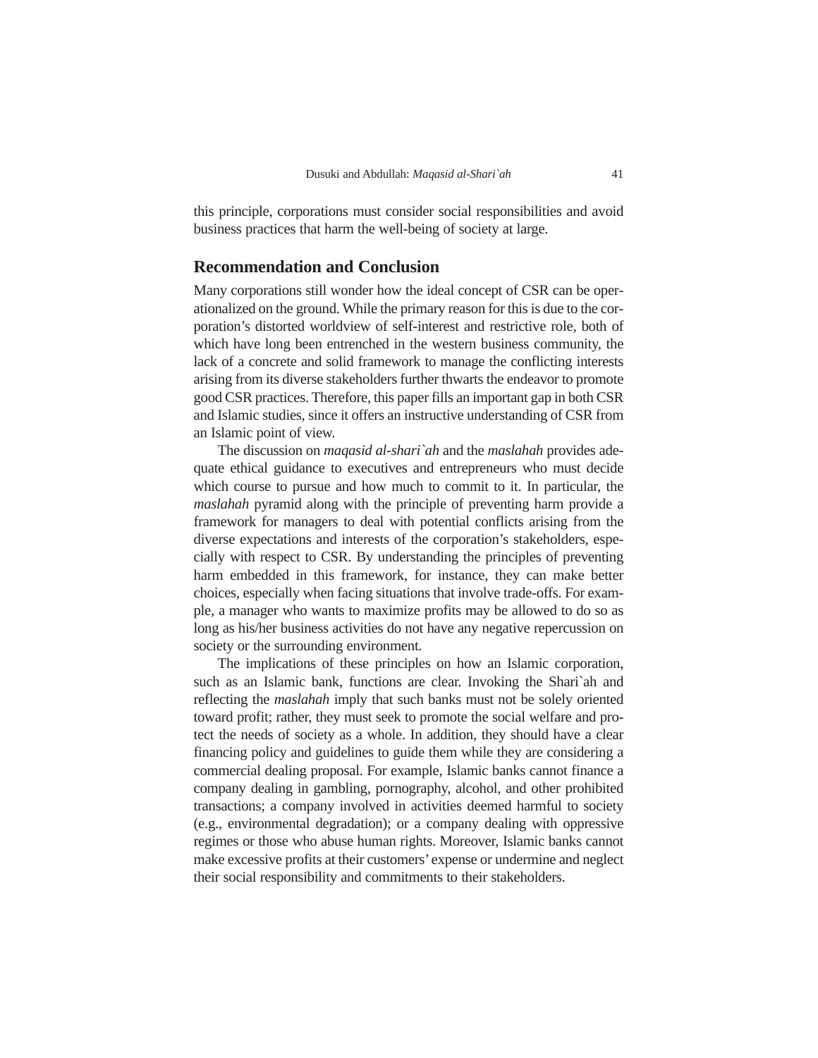this principle, corporations must consider social responsibilities and avoid business practices that harm the well-being of society at large.

## Recommendation and Conclusion

Many corporations still wonder how the ideal concept of CSR can be operationalized on the ground. While the primary reason for this is due to the corporation's distorted worldview of self-interest and restrictive role, both of which have long been entrenched in the western business community, the lack of a concrete and solid framework to manage the conflicting interests arising from its diverse stakeholders further thwarts the endeavor to promote good CSR practices. Therefore, this paper fills an important gap in both CSR and Islamic studies, since it offers an instructive understanding of CSR from an Islamic point of view.

The discussion on *maqasid al-shari`ah* and the *maslahah* provides adequate ethical guidance to executives and entrepreneurs who must decide which course to pursue and how much to commit to it. In particular, the *maslahah* pyramid along with the principle of preventing harm provide a framework for managers to deal with potential conflicts arising from the diverse expectations and interests of the corporation's stakeholders, especially with respect to CSR. By understanding the principles of preventing harm embedded in this framework, for instance, they can make better choices, especially when facing situations that involve trade-offs. For example, a manager who wants to maximize profits may be allowed to do so as long as his/her business activities do not have any negative repercussion on society or the surrounding environment.

The implications of these principles on how an Islamic corporation, such as an Islamic bank, functions are clear. Invoking the Shari`ah and reflecting the *maslahah* imply that such banks must not be solely oriented toward profit; rather, they must seek to promote the social welfare and protect the needs of society as a whole. In addition, they should have a clear financing policy and guidelines to guide them while they are considering a commercial dealing proposal. For example, Islamic banks cannot finance a company dealing in gambling, pornography, alcohol, and other prohibited transactions; a company involved in activities deemed harmful to society (e.g., environmental degradation); or a company dealing with oppressive regimes or those who abuse human rights. Moreover, Islamic banks cannot make excessive profits at their customers' expense or undermine and neglect their social responsibility and commitments to their stakeholders.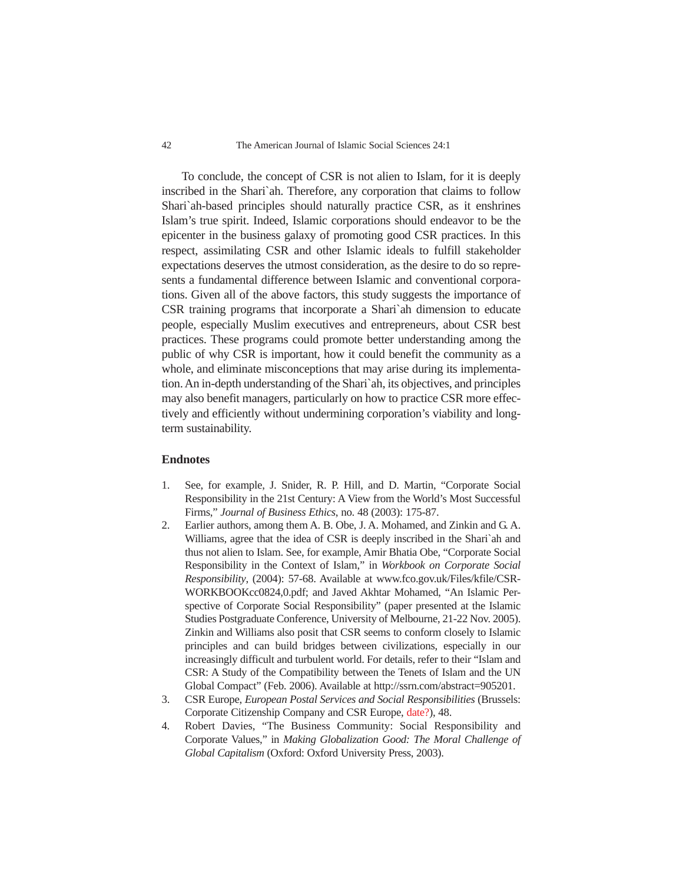To conclude, the concept of CSR is not alien to Islam, for it is deeply inscribed in the Shari`ah. Therefore, any corporation that claims to follow Shari`ah-based principles should naturally practice CSR, as it enshrines Islam's true spirit. Indeed, Islamic corporations should endeavor to be the epicenter in the business galaxy of promoting good CSR practices. In this respect, assimilating CSR and other Islamic ideals to fulfill stakeholder expectations deserves the utmost consideration, as the desire to do so represents a fundamental difference between Islamic and conventional corporations. Given all of the above factors, this study suggests the importance of CSR training programs that incorporate a Shari`ah dimension to educate people, especially Muslim executives and entrepreneurs, about CSR best practices. These programs could promote better understanding among the public of why CSR is important, how it could benefit the community as a whole, and eliminate misconceptions that may arise during its implementation. An in-depth understanding of the Shari`ah, its objectives, and principles may also benefit managers, particularly on how to practice CSR more effectively and efficiently without undermining corporation's viability and long-term sustainability.

## Endnotes

1. See, for example, J. Snider, R. P. Hill, and D. Martin, "Corporate Social Responsibility in the 21st Century: A View from the World's Most Successful Firms," *Journal of Business Ethics*, no. 48 (2003): 175-87.
2. Earlier authors, among them A. B. Obe, J. A. Mohamed, and Zinkin and G. A. Williams, agree that the idea of CSR is deeply inscribed in the Shari`ah and thus not alien to Islam. See, for example, Amir Bhatia Obe, "Corporate Social Responsibility in the Context of Islam," in *Workbook on Corporate Social Responsibility*, (2004): 57-68. Available at www.fco.gov.uk/Files/kfile/CSR-WORKBOOKcc0824,0.pdf; and Javed Akhtar Mohamed, "An Islamic Perspective of Corporate Social Responsibility" (paper presented at the Islamic Studies Postgraduate Conference, University of Melbourne, 21-22 Nov. 2005). Zinkin and Williams also posit that CSR seems to conform closely to Islamic principles and can build bridges between civilizations, especially in our increasingly difficult and turbulent world. For details, refer to their "Islam and CSR: A Study of the Compatibility between the Tenets of Islam and the UN Global Compact" (Feb. 2006). Available at http://ssrn.com/abstract=905201.
3. CSR Europe, *European Postal Services and Social Responsibilities* (Brussels: Corporate Citizenship Company and CSR Europe, date?), 48.
4. Robert Davies, "The Business Community: Social Responsibility and Corporate Values," in *Making Globalization Good: The Moral Challenge of Global Capitalism* (Oxford: Oxford University Press, 2003).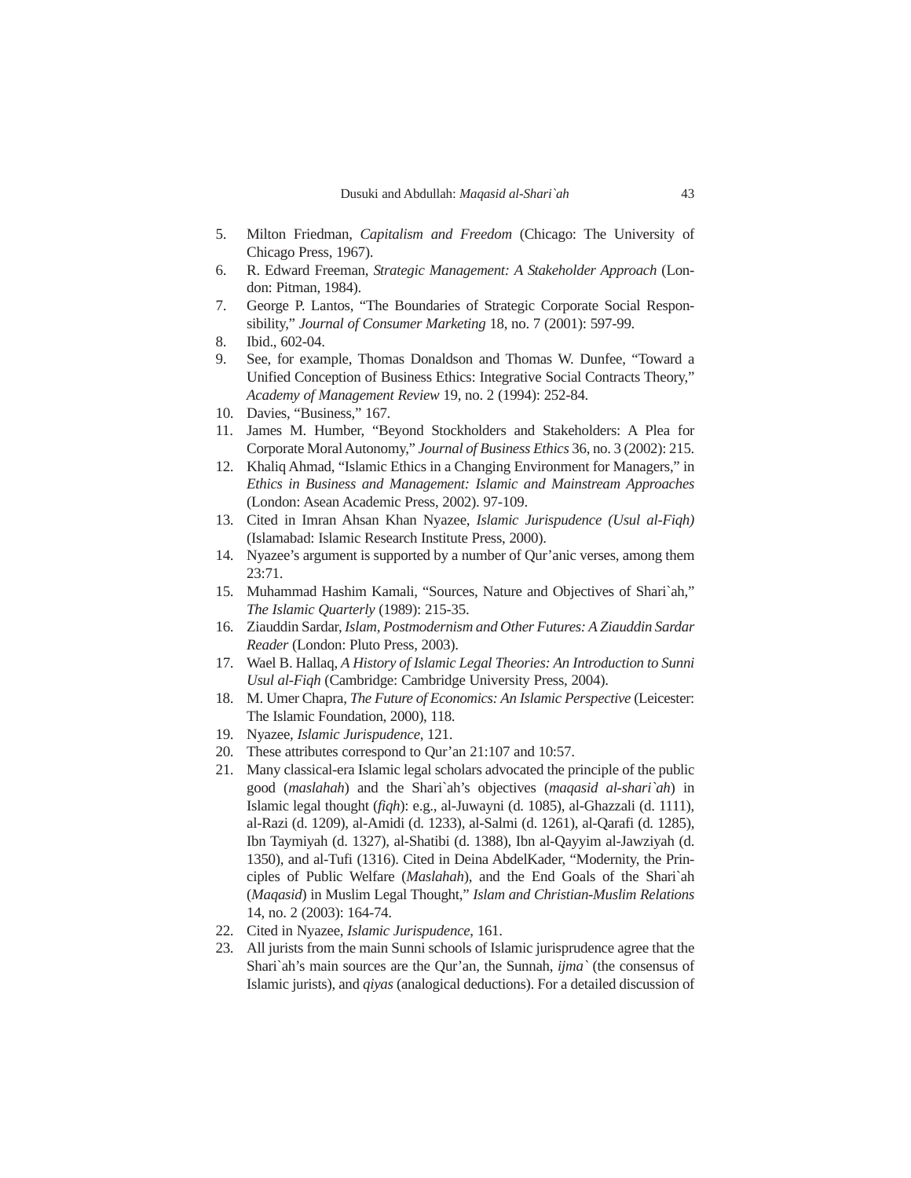5. Milton Friedman, *Capitalism and Freedom* (Chicago: The University of Chicago Press, 1967).
6. R. Edward Freeman, *Strategic Management: A Stakeholder Approach* (London: Pitman, 1984).
7. George P. Lantos, "The Boundaries of Strategic Corporate Social Responsibility," *Journal of Consumer Marketing* 18, no. 7 (2001): 597-99.
8. Ibid., 602-04.
9. See, for example, Thomas Donaldson and Thomas W. Dunfee, "Toward a Unified Conception of Business Ethics: Integrative Social Contracts Theory," *Academy of Management Review* 19, no. 2 (1994): 252-84.
10. Davies, "Business," 167.
11. James M. Humber, "Beyond Stockholders and Stakeholders: A Plea for Corporate Moral Autonomy," *Journal of Business Ethics* 36, no. 3 (2002): 215.
12. Khaliq Ahmad, "Islamic Ethics in a Changing Environment for Managers," in *Ethics in Business and Management: Islamic and Mainstream Approaches* (London: Asean Academic Press, 2002). 97-109.
13. Cited in Imran Ahsan Khan Nyazee, *Islamic Jurispudence (Usul al-Fiqh)* (Islamabad: Islamic Research Institute Press, 2000).
14. Nyazee's argument is supported by a number of Qur'anic verses, among them 23:71.
15. Muhammad Hashim Kamali, "Sources, Nature and Objectives of Shari`ah," *The Islamic Quarterly* (1989): 215-35.
16. Ziauddin Sardar, *Islam, Postmodernism and Other Futures: A Ziauddin Sardar Reader* (London: Pluto Press, 2003).
17. Wael B. Hallaq, *A History of Islamic Legal Theories: An Introduction to Sunni Usul al-Fiqh* (Cambridge: Cambridge University Press, 2004).
18. M. Umer Chapra, *The Future of Economics: An Islamic Perspective* (Leicester: The Islamic Foundation, 2000), 118.
19. Nyazee, *Islamic Jurispudence*, 121.
20. These attributes correspond to Qur'an 21:107 and 10:57.
21. Many classical-era Islamic legal scholars advocated the principle of the public good (*maslahah*) and the Shari`ah's objectives (*maqasid al-shari`ah*) in Islamic legal thought (*fiqh*): e.g., al-Juwayni (d. 1085), al-Ghazzali (d. 1111), al-Razi (d. 1209), al-Amidi (d. 1233), al-Salmi (d. 1261), al-Qarafi (d. 1285), Ibn Taymiyah (d. 1327), al-Shatibi (d. 1388), Ibn al-Qayyim al-Jawziyah (d. 1350), and al-Tufi (1316). Cited in Deina AbdelKader, "Modernity, the Principles of Public Welfare (*Maslahah*), and the End Goals of the Shari`ah (*Maqasid*) in Muslim Legal Thought," *Islam and Christian-Muslim Relations* 14, no. 2 (2003): 164-74.
22. Cited in Nyazee, *Islamic Jurispudence*, 161.
23. All jurists from the main Sunni schools of Islamic jurisprudence agree that the Shari`ah's main sources are the Qur'an, the Sunnah, *ijma`* (the consensus of Islamic jurists), and *qiyas* (analogical deductions). For a detailed discussion of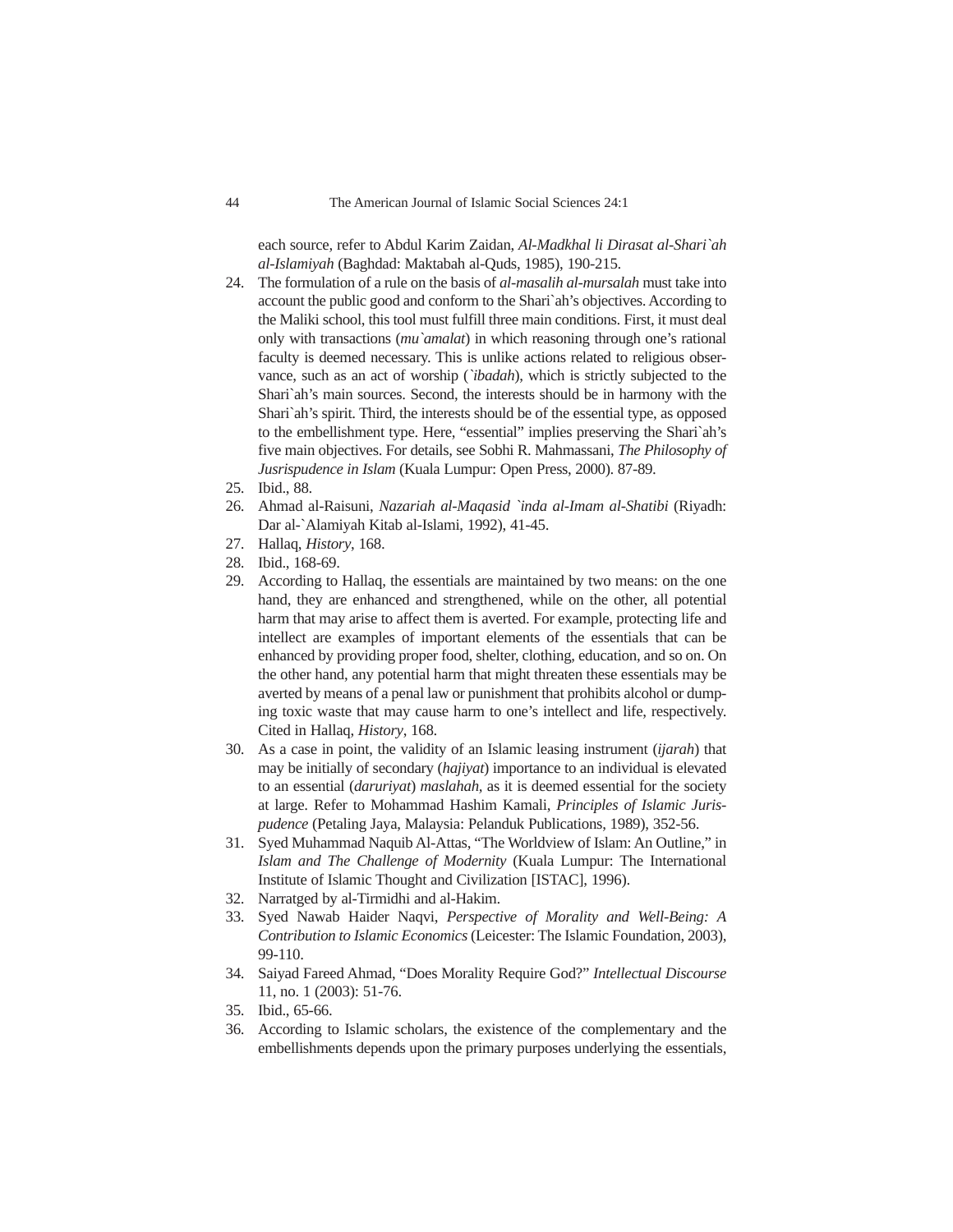each source, refer to Abdul Karim Zaidan, *Al-Madkhal li Dirasat al-Shari`ah al-Islamiyah* (Baghdad: Maktabah al-Quds, 1985), 190-215.

24. The formulation of a rule on the basis of *al-masalih al-mursalah* must take into account the public good and conform to the Shari`ah's objectives. According to the Maliki school, this tool must fulfill three main conditions. First, it must deal only with transactions (*mu`amalat*) in which reasoning through one's rational faculty is deemed necessary. This is unlike actions related to religious observance, such as an act of worship (*`ibadah*), which is strictly subjected to the Shari`ah's main sources. Second, the interests should be in harmony with the Shari`ah's spirit. Third, the interests should be of the essential type, as opposed to the embellishment type. Here, "essential" implies preserving the Shari`ah's five main objectives. For details, see Sobhi R. Mahmassani, *The Philosophy of Jusrispudence in Islam* (Kuala Lumpur: Open Press, 2000). 87-89.
25. Ibid., 88.
26. Ahmad al-Raisuni, *Nazariah al-Maqasid `inda al-Imam al-Shatibi* (Riyadh: Dar al-`Alamiyah Kitab al-Islami, 1992), 41-45.
27. Hallaq, *History*, 168.
28. Ibid., 168-69.
29. According to Hallaq, the essentials are maintained by two means: on the one hand, they are enhanced and strengthened, while on the other, all potential harm that may arise to affect them is averted. For example, protecting life and intellect are examples of important elements of the essentials that can be enhanced by providing proper food, shelter, clothing, education, and so on. On the other hand, any potential harm that might threaten these essentials may be averted by means of a penal law or punishment that prohibits alcohol or dumping toxic waste that may cause harm to one's intellect and life, respectively. Cited in Hallaq, *History*, 168.
30. As a case in point, the validity of an Islamic leasing instrument (*ijarah*) that may be initially of secondary (*hajiyat*) importance to an individual is elevated to an essential (*daruriyat*) *maslahah*, as it is deemed essential for the society at large. Refer to Mohammad Hashim Kamali, *Principles of Islamic Jurispudence* (Petaling Jaya, Malaysia: Pelanduk Publications, 1989), 352-56.
31. Syed Muhammad Naquib Al-Attas, "The Worldview of Islam: An Outline," in *Islam and The Challenge of Modernity* (Kuala Lumpur: The International Institute of Islamic Thought and Civilization [ISTAC], 1996).
32. Narratged by al-Tirmidhi and al-Hakim.
33. Syed Nawab Haider Naqvi, *Perspective of Morality and Well-Being: A Contribution to Islamic Economics* (Leicester: The Islamic Foundation, 2003), 99-110.
34. Saiyad Fareed Ahmad, "Does Morality Require God?" *Intellectual Discourse* 11, no. 1 (2003): 51-76.
35. Ibid., 65-66.
36. According to Islamic scholars, the existence of the complementary and the embellishments depends upon the primary purposes underlying the essentials,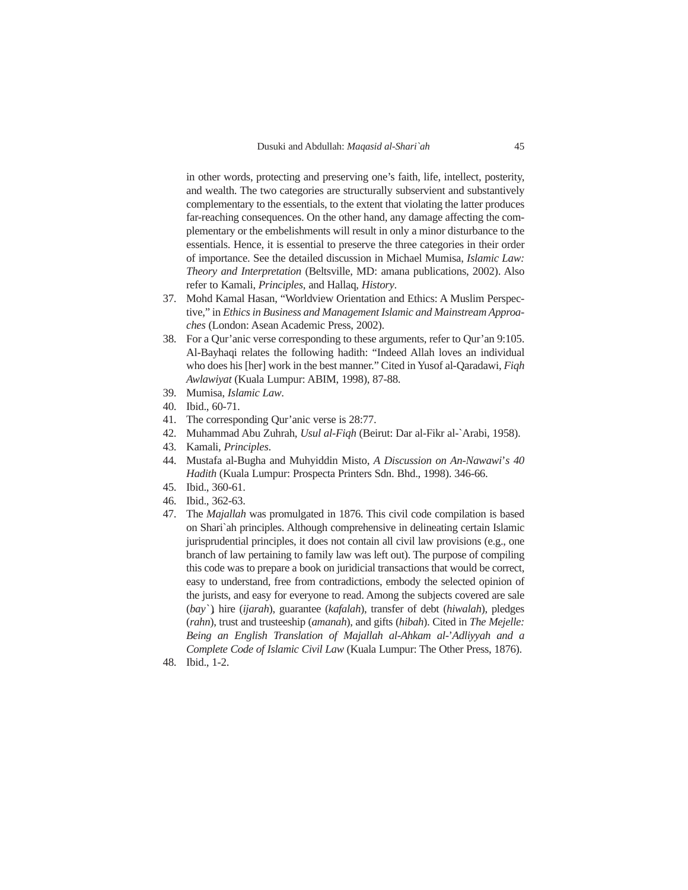in other words, protecting and preserving one's faith, life, intellect, posterity, and wealth. The two categories are structurally subservient and substantively complementary to the essentials, to the extent that violating the latter produces far-reaching consequences. On the other hand, any damage affecting the complementary or the embelishments will result in only a minor disturbance to the essentials. Hence, it is essential to preserve the three categories in their order of importance. See the detailed discussion in Michael Mumisa, *Islamic Law: Theory and Interpretation* (Beltsville, MD: amana publications, 2002). Also refer to Kamali, *Principles*, and Hallaq, *History*.

37. Mohd Kamal Hasan, "Worldview Orientation and Ethics: A Muslim Perspective," in *Ethics in Business and Management Islamic and Mainstream Approaches* (London: Asean Academic Press, 2002).
38. For a Qur'anic verse corresponding to these arguments, refer to Qur'an 9:105. Al-Bayhaqi relates the following hadith: "Indeed Allah loves an individual who does his [her] work in the best manner." Cited in Yusof al-Qaradawi, *Fiqh Awlawiyat* (Kuala Lumpur: ABIM, 1998), 87-88.
39. Mumisa, *Islamic Law*.
40. Ibid., 60-71.
41. The corresponding Qur'anic verse is 28:77.
42. Muhammad Abu Zuhrah, *Usul al-Fiqh* (Beirut: Dar al-Fikr al-`Arabi, 1958).
43. Kamali, *Principles*.
44. Mustafa al-Bugha and Muhyiddin Misto, *A Discussion on An-Nawawi's 40 Hadith* (Kuala Lumpur: Prospecta Printers Sdn. Bhd., 1998). 346-66.
45. Ibid., 360-61.
46. Ibid., 362-63.
47. The *Majallah* was promulgated in 1876. This civil code compilation is based on Shari`ah principles. Although comprehensive in delineating certain Islamic jurisprudential principles, it does not contain all civil law provisions (e.g., one branch of law pertaining to family law was left out). The purpose of compiling this code was to prepare a book on juridicial transactions that would be correct, easy to understand, free from contradictions, embody the selected opinion of the jurists, and easy for everyone to read. Among the subjects covered are sale (*bay`*), hire (*ijarah*), guarantee (*kafalah*), transfer of debt (*hiwalah*), pledges (*rahn*), trust and trusteeship (*amanah*), and gifts (*hibah*). Cited in *The Mejelle: Being an English Translation of Majallah al-Ahkam al-'Adliyyah and a Complete Code of Islamic Civil Law* (Kuala Lumpur: The Other Press, 1876).
48. Ibid., 1-2.